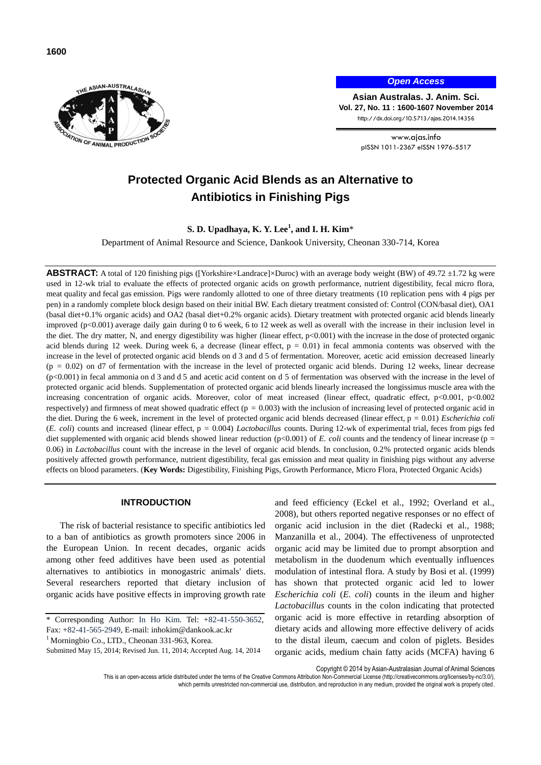Open Access

**Asian Australas. J. Anim. Sci.**
**Vol. 27, No. 11 : 1600-1607 November 2014**
http://dx.doi.org/10.5713/ajas.2014.14356

www.ajas.info
pISSN 1011-2367 eISSN 1976-5517

# Protected Organic Acid Blends as an Alternative to Antibiotics in Finishing Pigs

**S. D. Upadhaya, K. Y. Lee[1], and I. H. Kim***

Department of Animal Resource and Science, Dankook University, Cheonan 330-714, Korea

**ABSTRACT:** A total of 120 finishing pigs ([Yorkshire×Landrace]×Duroc) with an average body weight (BW) of 49.72 ±1.72 kg were used in 12-wk trial to evaluate the effects of protected organic acids on growth performance, nutrient digestibility, fecal micro flora, meat quality and fecal gas emission. Pigs were randomly allotted to one of three dietary treatments (10 replication pens with 4 pigs per pen) in a randomly complete block design based on their initial BW. Each dietary treatment consisted of: Control (CON/basal diet), OA1 (basal diet+0.1% organic acids) and OA2 (basal diet+0.2% organic acids). Dietary treatment with protected organic acid blends linearly improved ($p<0.001$) average daily gain during 0 to 6 week, 6 to 12 week as well as overall with the increase in their inclusion level in the diet. The dry matter, N, and energy digestibility was higher (linear effect, $p<0.001$) with the increase in the dose of protected organic acid blends during 12 week. During week 6, a decrease (linear effect, $p = 0.01$) in fecal ammonia contents was observed with the increase in the level of protected organic acid blends on d 3 and d 5 of fermentation. Moreover, acetic acid emission decreased linearly ($p = 0.02$) on d7 of fermentation with the increase in the level of protected organic acid blends. During 12 weeks, linear decrease ($p<0.001$) in fecal ammonia on d 3 and d 5 and acetic acid content on d 5 of fermentation was observed with the increase in the level of protected organic acid blends. Supplementation of protected organic acid blends linearly increased the longissimus muscle area with the increasing concentration of organic acids. Moreover, color of meat increased (linear effect, quadratic effect, $p<0.001$, $p<0.002$ respectively) and firmness of meat showed quadratic effect ($p = 0.003$) with the inclusion of increasing level of protected organic acid in the diet. During the 6 week, increment in the level of protected organic acid blends decreased (linear effect, $p = 0.01$) *Escherichia coli* (*E. coli*) counts and increased (linear effect, $p = 0.004$) *Lactobacillus* counts. During 12-wk of experimental trial, feces from pigs fed diet supplemented with organic acid blends showed linear reduction ($p<0.001$) of *E. coli* counts and the tendency of linear increase ($p = 0.06$) in *Lactobacillus* count with the increase in the level of organic acid blends. In conclusion, 0.2% protected organic acids blends positively affected growth performance, nutrient digestibility, fecal gas emission and meat quality in finishing pigs without any adverse effects on blood parameters. (**Key Words:** Digestibility, Finishing Pigs, Growth Performance, Micro Flora, Protected Organic Acids)

## INTRODUCTION

The risk of bacterial resistance to specific antibiotics led to a ban of antibiotics as growth promoters since 2006 in the European Union. In recent decades, organic acids among other feed additives have been used as potential alternatives to antibiotics in monogastric animals' diets. Several researchers reported that dietary inclusion of organic acids have positive effects in improving growth rate and feed efficiency (Eckel et al., 1992; Overland et al., 2008), but others reported negative responses or no effect of organic acid inclusion in the diet (Radecki et al., 1988; Manzanilla et al., 2004). The effectiveness of unprotected organic acid may be limited due to prompt absorption and metabolism in the duodenum which eventually influences modulation of intestinal flora. A study by Bosi et al. (1999) has shown that protected organic acid led to lower *Escherichia coli* (*E. coli*) counts in the ileum and higher *Lactobacillus* counts in the colon indicating that protected organic acid is more effective in retarding absorption of dietary acids and allowing more effective delivery of acids to the distal ileum, caecum and colon of piglets. Besides organic acids, medium chain fatty acids (MCFA) having 6

\* Corresponding Author: In Ho Kim. Tel: +82-41-550-3652, Fax: +82-41-565-2949, E-mail: inhokim@dankook.ac.kr

[1] Morningbio Co., LTD., Cheonan 331-963, Korea.

Submitted May 15, 2014; Revised Jun. 11, 2014; Accepted Aug. 14, 2014

Copyright © 2014 by Asian-Australasian Journal of Animal Sciences

This is an open-access article distributed under the terms of the Creative Commons Attribution Non-Commercial License (http://creativecommons.org/licenses/by-nc/3.0/), which permits unrestricted non-commercial use, distribution, and reproduction in any medium, provided the original work is properly cited.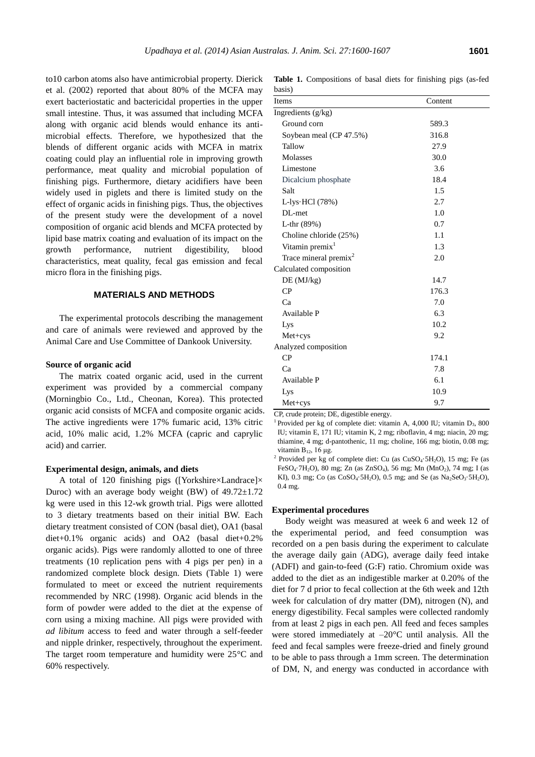to10 carbon atoms also have antimicrobial property. Dierick et al. (2002) reported that about 80% of the MCFA may exert bacteriostatic and bactericidal properties in the upper small intestine. Thus, it was assumed that including MCFA along with organic acid blends would enhance its anti-microbial effects. Therefore, we hypothesized that the blends of different organic acids with MCFA in matrix coating could play an influential role in improving growth performance, meat quality and microbial population of finishing pigs. Furthermore, dietary acidifiers have been widely used in piglets and there is limited study on the effect of organic acids in finishing pigs. Thus, the objectives of the present study were the development of a novel composition of organic acid blends and MCFA protected by lipid base matrix coating and evaluation of its impact on the growth performance, nutrient digestibility, blood characteristics, meat quality, fecal gas emission and fecal micro flora in the finishing pigs.

## MATERIALS AND METHODS

The experimental protocols describing the management and care of animals were reviewed and approved by the Animal Care and Use Committee of Dankook University.

### Source of organic acid

The matrix coated organic acid, used in the current experiment was provided by a commercial company (Morningbio Co., Ltd., Cheonan, Korea). This protected organic acid consists of MCFA and composite organic acids. The active ingredients were 17% fumaric acid, 13% citric acid, 10% malic acid, 1.2% MCFA (capric and caprylic acid) and carrier.

### Experimental design, animals, and diets

A total of 120 finishing pigs ([Yorkshire×Landrace]× Duroc) with an average body weight (BW) of 49.72±1.72 kg were used in this 12-wk growth trial. Pigs were allotted to 3 dietary treatments based on their initial BW. Each dietary treatment consisted of CON (basal diet), OA1 (basal diet+0.1% organic acids) and OA2 (basal diet+0.2% organic acids). Pigs were randomly allotted to one of three treatments (10 replication pens with 4 pigs per pen) in a randomized complete block design. Diets (Table 1) were formulated to meet or exceed the nutrient requirements recommended by NRC (1998). Organic acid blends in the form of powder were added to the diet at the expense of corn using a mixing machine. All pigs were provided with *ad libitum* access to feed and water through a self-feeder and nipple drinker, respectively, throughout the experiment. The target room temperature and humidity were 25°C and 60% respectively.

**Table 1.** Compositions of basal diets for finishing pigs (as-fed basis)

| Items | Content |
|---|---|
| Ingredients (g/kg) | |
| Ground corn | 589.3 |
| Soybean meal (CP 47.5%) | 316.8 |
| Tallow | 27.9 |
| Molasses | 30.0 |
| Limestone | 3.6 |
| Dicalcium phosphate | 18.4 |
| Salt | 1.5 |
| L-lys·HCl (78%) | 2.7 |
| DL-met | 1.0 |
| L-thr (89%) | 0.7 |
| Choline chloride (25%) | 1.1 |
| Vitamin premix[1] | 1.3 |
| Trace mineral premix[2] | 2.0 |
| Calculated composition | |
| DE (MJ/kg) | 14.7 |
| CP | 176.3 |
| Ca | 7.0 |
| Available P | 6.3 |
| Lys | 10.2 |
| Met+cys | 9.2 |
| Analyzed composition | |
| CP | 174.1 |
| Ca | 7.8 |
| Available P | 6.1 |
| Lys | 10.9 |
| Met+cys | 9.7 |

CP, crude protein; DE, digestible energy.

[1] Provided per kg of complete diet: vitamin A, 4,000 IU; vitamin $D_3$, 800 IU; vitamin E, 171 IU; vitamin K, 2 mg; riboflavin, 4 mg; niacin, 20 mg; thiamine, 4 mg; d-pantothenic, 11 mg; choline, 166 mg; biotin, 0.08 mg; vitamin $B_{12}$, 16 μg.

[2] Provided per kg of complete diet: Cu (as $CuSO_4 \cdot 5H_2O$), 15 mg; Fe (as $FeSO_4 \cdot 7H_2O$), 80 mg; Zn (as $ZnSO_4$), 56 mg; Mn ($MnO_2$), 74 mg; I (as KI), 0.3 mg; Co (as $CoSO_4 \cdot 5H_2O$), 0.5 mg; and Se (as $Na_2SeO_3 \cdot 5H_2O$), 0.4 mg.

### Experimental procedures

Body weight was measured at week 6 and week 12 of the experimental period, and feed consumption was recorded on a pen basis during the experiment to calculate the average daily gain (ADG), average daily feed intake (ADFI) and gain-to-feed (G:F) ratio. Chromium oxide was added to the diet as an indigestible marker at 0.20% of the diet for 7 d prior to fecal collection at the 6th week and 12th week for calculation of dry matter (DM), nitrogen (N), and energy digestibility. Fecal samples were collected randomly from at least 2 pigs in each pen. All feed and feces samples were stored immediately at –20°C until analysis. All the feed and fecal samples were freeze-dried and finely ground to be able to pass through a 1mm screen. The determination of DM, N, and energy was conducted in accordance with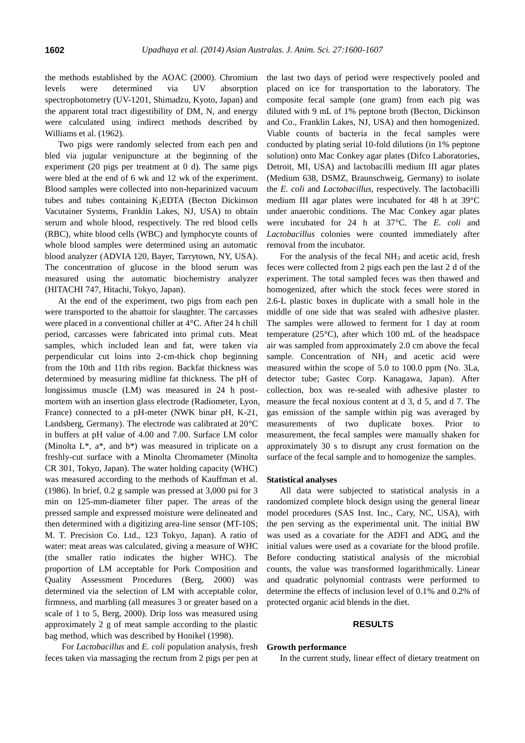the methods established by the AOAC (2000). Chromium levels were determined via UV absorption spectrophotometry (UV-1201, Shimadzu, Kyoto, Japan) and the apparent total tract digestibility of DM, N, and energy were calculated using indirect methods described by Williams et al. (1962).

Two pigs were randomly selected from each pen and bled via jugular venipuncture at the beginning of the experiment (20 pigs per treatment at 0 d). The same pigs were bled at the end of 6 wk and 12 wk of the experiment. Blood samples were collected into non-heparinized vacuum tubes and tubes containing $K_3EDTA$ (Becton Dickinson Vacutainer Systems, Franklin Lakes, NJ, USA) to obtain serum and whole blood, respectively. The red blood cells (RBC), white blood cells (WBC) and lymphocyte counts of whole blood samples were determined using an automatic blood analyzer (ADVIA 120, Bayer, Tarrytown, NY, USA). The concentration of glucose in the blood serum was measured using the automatic biochemistry analyzer (HITACHI 747, Hitachi, Tokyo, Japan).

At the end of the experiment, two pigs from each pen were transported to the abattoir for slaughter. The carcasses were placed in a conventional chiller at 4°C. After 24 h chill period, carcasses were fabricated into primal cuts. Meat samples, which included lean and fat, were taken via perpendicular cut loins into 2-cm-thick chop beginning from the 10th and 11th ribs region. Backfat thickness was determined by measuring midline fat thickness. The pH of longissimus muscle (LM) was measured in 24 h post-mortem with an insertion glass electrode (Radiometer, Lyon, France) connected to a pH-meter (NWK binar pH, K-21, Landsberg, Germany). The electrode was calibrated at 20°C in buffers at pH value of 4.00 and 7.00. Surface LM color (Minolta L*, a*, and b*) was measured in triplicate on a freshly-cut surface with a Minolta Chromameter (Minolta CR 301, Tokyo, Japan). The water holding capacity (WHC) was measured according to the methods of Kauffman et al. (1986). In brief, 0.2 g sample was pressed at 3,000 psi for 3 min on 125-mm-diameter filter paper. The areas of the pressed sample and expressed moisture were delineated and then determined with a digitizing area-line sensor (MT-10S; M. T. Precision Co. Ltd., 123 Tokyo, Japan). A ratio of water: meat areas was calculated, giving a measure of WHC (the smaller ratio indicates the higher WHC). The proportion of LM acceptable for Pork Composition and Quality Assessment Procedures (Berg, 2000) was determined via the selection of LM with acceptable color, firmness, and marbling (all measures 3 or greater based on a scale of 1 to 5, Berg, 2000). Drip loss was measured using approximately 2 g of meat sample according to the plastic bag method, which was described by Honikel (1998).

For *Lactobacillus* and *E. coli* population analysis, fresh feces taken via massaging the rectum from 2 pigs per pen at the last two days of period were respectively pooled and placed on ice for transportation to the laboratory. The composite fecal sample (one gram) from each pig was diluted with 9 mL of 1% peptone broth (Becton, Dickinson and Co., Franklin Lakes, NJ, USA) and then homogenized. Viable counts of bacteria in the fecal samples were conducted by plating serial 10-fold dilutions (in 1% peptone solution) onto Mac Conkey agar plates (Difco Laboratories, Detroit, MI, USA) and lactobacilli medium III agar plates (Medium 638, DSMZ, Braunschweig, Germany) to isolate the *E. coli* and *Lactobacillus*, respectively. The lactobacilli medium III agar plates were incubated for 48 h at 39°C under anaerobic conditions. The Mac Conkey agar plates were incubated for 24 h at 37°C. The *E. coli* and *Lactobacillus* colonies were counted immediately after removal from the incubator.

For the analysis of the fecal $NH_3$ and acetic acid, fresh feces were collected from 2 pigs each pen the last 2 d of the experiment. The total sampled feces was then thawed and homogenized, after which the stock feces were stored in 2.6-L plastic boxes in duplicate with a small hole in the middle of one side that was sealed with adhesive plaster. The samples were allowed to ferment for 1 day at room temperature (25°C), after which 100 mL of the headspace air was sampled from approximately 2.0 cm above the fecal sample. Concentration of $NH_3$ and acetic acid were measured within the scope of 5.0 to 100.0 ppm (No. 3La, detector tube; Gastec Corp. Kanagawa, Japan). After collection, box was re-sealed with adhesive plaster to measure the fecal noxious content at d 3, d 5, and d 7. The gas emission of the sample within pig was averaged by measurements of two duplicate boxes. Prior to measurement, the fecal samples were manually shaken for approximately 30 s to disrupt any crust formation on the surface of the fecal sample and to homogenize the samples.

#### Statistical analyses

All data were subjected to statistical analysis in a randomized complete block design using the general linear model procedures (SAS Inst. Inc., Cary, NC, USA), with the pen serving as the experimental unit. The initial BW was used as a covariate for the ADFI and ADG, and the initial values were used as a covariate for the blood profile. Before conducting statistical analysis of the microbial counts, the value was transformed logarithmically. Linear and quadratic polynomial contrasts were performed to determine the effects of inclusion level of 0.1% and 0.2% of protected organic acid blends in the diet.

## RESULTS

#### Growth performance

In the current study, linear effect of dietary treatment on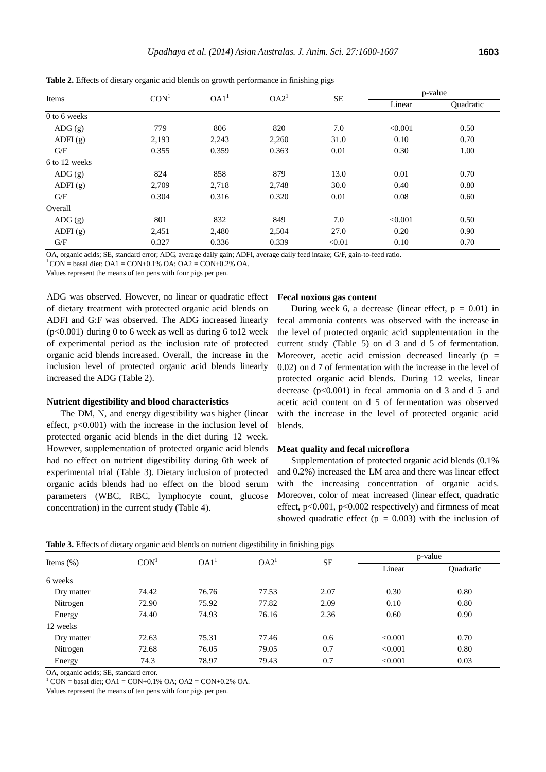**Table 2.** Effects of dietary organic acid blends on growth performance in finishing pigs

| Items | CON[1] | OA1[1] | OA2[1] | SE | p-value | |
|---|---|---|---|---|---|---|
| | | | | | Linear | Quadratic |
| 0 to 6 weeks | | | | | | |
| ADG (g) | 779 | 806 | 820 | 7.0 | <0.001 | 0.50 |
| ADFI (g) | 2,193 | 2,243 | 2,260 | 31.0 | 0.10 | 0.70 |
| G/F | 0.355 | 0.359 | 0.363 | 0.01 | 0.30 | 1.00 |
| 6 to 12 weeks | | | | | | |
| ADG (g) | 824 | 858 | 879 | 13.0 | 0.01 | 0.70 |
| ADFI (g) | 2,709 | 2,718 | 2,748 | 30.0 | 0.40 | 0.80 |
| G/F | 0.304 | 0.316 | 0.320 | 0.01 | 0.08 | 0.60 |
| Overall | | | | | | |
| ADG (g) | 801 | 832 | 849 | 7.0 | <0.001 | 0.50 |
| ADFI (g) | 2,451 | 2,480 | 2,504 | 27.0 | 0.20 | 0.90 |
| G/F | 0.327 | 0.336 | 0.339 | <0.01 | 0.10 | 0.70 |

OA, organic acids; SE, standard error; ADG, average daily gain; ADFI, average daily feed intake; G/F, gain-to-feed ratio.

[1] CON = basal diet; OA1 = CON+0.1% OA; OA2 = CON+0.2% OA.

Values represent the means of ten pens with four pigs per pen.

ADG was observed. However, no linear or quadratic effect of dietary treatment with protected organic acid blends on ADFI and G:F was observed. The ADG increased linearly ($p<0.001$) during 0 to 6 week as well as during 6 to12 week of experimental period as the inclusion rate of protected organic acid blends increased. Overall, the increase in the inclusion level of protected organic acid blends linearly increased the ADG (Table 2).

#### Nutrient digestibility and blood characteristics

The DM, N, and energy digestibility was higher (linear effect, $p<0.001$) with the increase in the inclusion level of protected organic acid blends in the diet during 12 week. However, supplementation of protected organic acid blends had no effect on nutrient digestibility during 6th week of experimental trial (Table 3). Dietary inclusion of protected organic acids blends had no effect on the blood serum parameters (WBC, RBC, lymphocyte count, glucose concentration) in the current study (Table 4).

#### Fecal noxious gas content

During week 6, a decrease (linear effect, $p = 0.01$) in fecal ammonia contents was observed with the increase in the level of protected organic acid supplementation in the current study (Table 5) on d 3 and d 5 of fermentation. Moreover, acetic acid emission decreased linearly ($p = 0.02$) on d 7 of fermentation with the increase in the level of protected organic acid blends. During 12 weeks, linear decrease ($p<0.001$) in fecal ammonia on d 3 and d 5 and acetic acid content on d 5 of fermentation was observed with the increase in the level of protected organic acid blends.

#### Meat quality and fecal microflora

Supplementation of protected organic acid blends (0.1% and 0.2%) increased the LM area and there was linear effect with the increasing concentration of organic acids. Moreover, color of meat increased (linear effect, quadratic effect, $p<0.001$, $p<0.002$ respectively) and firmness of meat showed quadratic effect ($p = 0.003$) with the inclusion of

**Table 3.** Effects of dietary organic acid blends on nutrient digestibility in finishing pigs

| Items (%) | CON[1] | OA1[1] | OA2[1] | SE | p-value | |
|---|---|---|---|---|---|---|
| | | | | | Linear | Quadratic |
| 6 weeks | | | | | | |
| Dry matter | 74.42 | 76.76 | 77.53 | 2.07 | 0.30 | 0.80 |
| Nitrogen | 72.90 | 75.92 | 77.82 | 2.09 | 0.10 | 0.80 |
| Energy | 74.40 | 74.93 | 76.16 | 2.36 | 0.60 | 0.90 |
| 12 weeks | | | | | | |
| Dry matter | 72.63 | 75.31 | 77.46 | 0.6 | <0.001 | 0.70 |
| Nitrogen | 72.68 | 76.05 | 79.05 | 0.7 | <0.001 | 0.80 |
| Energy | 74.3 | 78.97 | 79.43 | 0.7 | <0.001 | 0.03 |

OA, organic acids; SE, standard error.

[1] CON = basal diet; OA1 = CON+0.1% OA; OA2 = CON+0.2% OA.

Values represent the means of ten pens with four pigs per pen.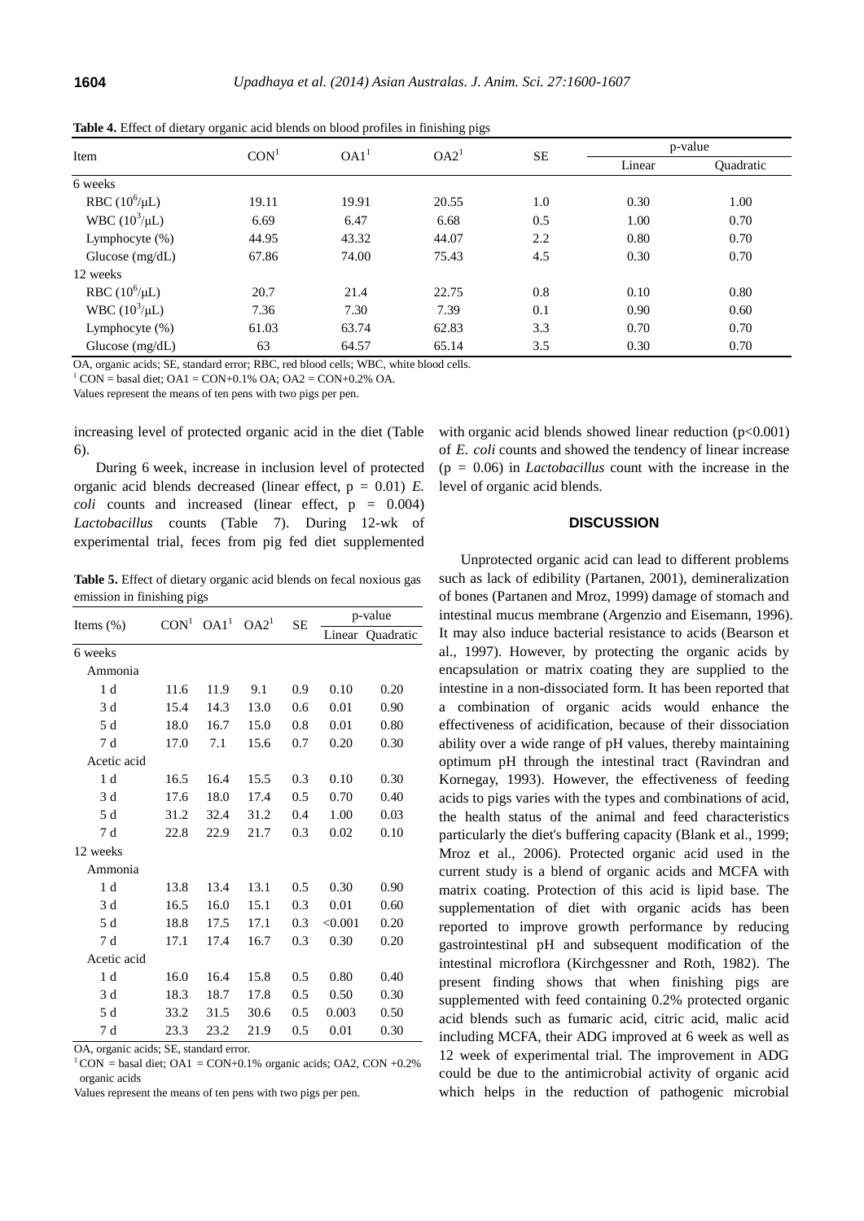**Table 4.** Effect of dietary organic acid blends on blood profiles in finishing pigs

| Item | CON[1] | OA1[1] | OA2[1] | SE | p-value | |
|---|---|---|---|---|---|---|
| | | | | | Linear | Quadratic |
| 6 weeks | | | | | | |
| RBC ($10^6$/μL) | 19.11 | 19.91 | 20.55 | 1.0 | 0.30 | 1.00 |
| WBC ($10^3$/μL) | 6.69 | 6.47 | 6.68 | 0.5 | 1.00 | 0.70 |
| Lymphocyte (%) | 44.95 | 43.32 | 44.07 | 2.2 | 0.80 | 0.70 |
| Glucose (mg/dL) | 67.86 | 74.00 | 75.43 | 4.5 | 0.30 | 0.70 |
| 12 weeks | | | | | | |
| RBC ($10^6$/μL) | 20.7 | 21.4 | 22.75 | 0.8 | 0.10 | 0.80 |
| WBC ($10^3$/μL) | 7.36 | 7.30 | 7.39 | 0.1 | 0.90 | 0.60 |
| Lymphocyte (%) | 61.03 | 63.74 | 62.83 | 3.3 | 0.70 | 0.70 |
| Glucose (mg/dL) | 63 | 64.57 | 65.14 | 3.5 | 0.30 | 0.70 |

OA, organic acids; SE, standard error; RBC, red blood cells; WBC, white blood cells.

[1] CON = basal diet; OA1 = CON+0.1% OA; OA2 = CON+0.2% OA.

Values represent the means of ten pens with two pigs per pen.

increasing level of protected organic acid in the diet (Table 6).

During 6 week, increase in inclusion level of protected organic acid blends decreased (linear effect, $p = 0.01$) *E. coli* counts and increased (linear effect, $p = 0.004$) *Lactobacillus* counts (Table 7). During 12-wk of experimental trial, feces from pig fed diet supplemented with organic acid blends showed linear reduction ($p<0.001$) of *E. coli* counts and showed the tendency of linear increase ($p = 0.06$) in *Lactobacillus* count with the increase in the level of organic acid blends.

**Table 5.** Effect of dietary organic acid blends on fecal noxious gas emission in finishing pigs

| Items (%) | CON[1] | OA1[1] | OA2[1] | SE | p-value | |
|---|---|---|---|---|---|---|
| | | | | | Linear | Quadratic |
| 6 weeks | | | | | | |
| Ammonia | | | | | | |
| 1 d | 11.6 | 11.9 | 9.1 | 0.9 | 0.10 | 0.20 |
| 3 d | 15.4 | 14.3 | 13.0 | 0.6 | 0.01 | 0.90 |
| 5 d | 18.0 | 16.7 | 15.0 | 0.8 | 0.01 | 0.80 |
| 7 d | 17.0 | 7.1 | 15.6 | 0.7 | 0.20 | 0.30 |
| Acetic acid | | | | | | |
| 1 d | 16.5 | 16.4 | 15.5 | 0.3 | 0.10 | 0.30 |
| 3 d | 17.6 | 18.0 | 17.4 | 0.5 | 0.70 | 0.40 |
| 5 d | 31.2 | 32.4 | 31.2 | 0.4 | 1.00 | 0.03 |
| 7 d | 22.8 | 22.9 | 21.7 | 0.3 | 0.02 | 0.10 |
| 12 weeks | | | | | | |
| Ammonia | | | | | | |
| 1 d | 13.8 | 13.4 | 13.1 | 0.5 | 0.30 | 0.90 |
| 3 d | 16.5 | 16.0 | 15.1 | 0.3 | 0.01 | 0.60 |
| 5 d | 18.8 | 17.5 | 17.1 | 0.3 | <0.001 | 0.20 |
| 7 d | 17.1 | 17.4 | 16.7 | 0.3 | 0.30 | 0.20 |
| Acetic acid | | | | | | |
| 1 d | 16.0 | 16.4 | 15.8 | 0.5 | 0.80 | 0.40 |
| 3 d | 18.3 | 18.7 | 17.8 | 0.5 | 0.50 | 0.30 |
| 5 d | 33.2 | 31.5 | 30.6 | 0.5 | 0.003 | 0.50 |
| 7 d | 23.3 | 23.2 | 21.9 | 0.5 | 0.01 | 0.30 |

OA, organic acids; SE, standard error.

[1] CON = basal diet; OA1 = CON+0.1% organic acids; OA2, CON +0.2% organic acids

Values represent the means of ten pens with two pigs per pen.

## DISCUSSION

Unprotected organic acid can lead to different problems such as lack of edibility (Partanen, 2001), demineralization of bones (Partanen and Mroz, 1999) damage of stomach and intestinal mucus membrane (Argenzio and Eisemann, 1996). It may also induce bacterial resistance to acids (Bearson et al., 1997). However, by protecting the organic acids by encapsulation or matrix coating they are supplied to the intestine in a non-dissociated form. It has been reported that a combination of organic acids would enhance the effectiveness of acidification, because of their dissociation ability over a wide range of pH values, thereby maintaining optimum pH through the intestinal tract (Ravindran and Kornegay, 1993). However, the effectiveness of feeding acids to pigs varies with the types and combinations of acid, the health status of the animal and feed characteristics particularly the diet's buffering capacity (Blank et al., 1999; Mroz et al., 2006). Protected organic acid used in the current study is a blend of organic acids and MCFA with matrix coating. Protection of this acid is lipid base. The supplementation of diet with organic acids has been reported to improve growth performance by reducing gastrointestinal pH and subsequent modification of the intestinal microflora (Kirchgessner and Roth, 1982). The present finding shows that when finishing pigs are supplemented with feed containing 0.2% protected organic acid blends such as fumaric acid, citric acid, malic acid including MCFA, their ADG improved at 6 week as well as 12 week of experimental trial. The improvement in ADG could be due to the antimicrobial activity of organic acid which helps in the reduction of pathogenic microbial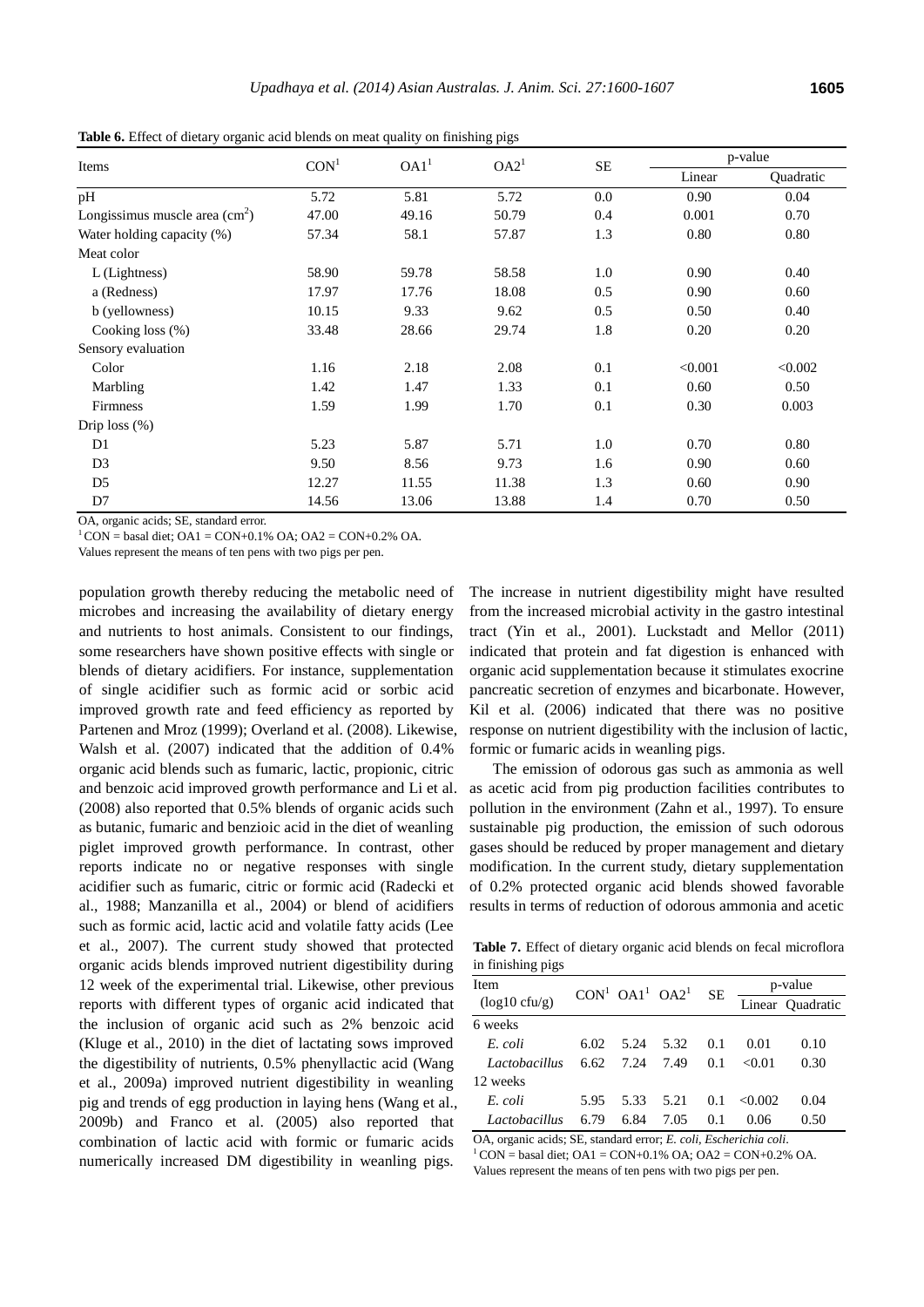**Table 6.** Effect of dietary organic acid blends on meat quality on finishing pigs

| Items | CON[1] | OA1[1] | OA2[1] | SE | p-value | |
|---|---|---|---|---|---|---|
| | | | | | Linear | Quadratic |
| pH | 5.72 | 5.81 | 5.72 | 0.0 | 0.90 | 0.04 |
| Longissimus muscle area ($cm^2$) | 47.00 | 49.16 | 50.79 | 0.4 | 0.001 | 0.70 |
| Water holding capacity (%) | 57.34 | 58.1 | 57.87 | 1.3 | 0.80 | 0.80 |
| Meat color | | | | | | |
| L (Lightness) | 58.90 | 59.78 | 58.58 | 1.0 | 0.90 | 0.40 |
| a (Redness) | 17.97 | 17.76 | 18.08 | 0.5 | 0.90 | 0.60 |
| b (yellowness) | 10.15 | 9.33 | 9.62 | 0.5 | 0.50 | 0.40 |
| Cooking loss (%) | 33.48 | 28.66 | 29.74 | 1.8 | 0.20 | 0.20 |
| Sensory evaluation | | | | | | |
| Color | 1.16 | 2.18 | 2.08 | 0.1 | <0.001 | <0.002 |
| Marbling | 1.42 | 1.47 | 1.33 | 0.1 | 0.60 | 0.50 |
| Firmness | 1.59 | 1.99 | 1.70 | 0.1 | 0.30 | 0.003 |
| Drip loss (%) | | | | | | |
| D1 | 5.23 | 5.87 | 5.71 | 1.0 | 0.70 | 0.80 |
| D3 | 9.50 | 8.56 | 9.73 | 1.6 | 0.90 | 0.60 |
| D5 | 12.27 | 11.55 | 11.38 | 1.3 | 0.60 | 0.90 |
| D7 | 14.56 | 13.06 | 13.88 | 1.4 | 0.70 | 0.50 |

OA, organic acids; SE, standard error.

[1] CON = basal diet; OA1 = CON+0.1% OA; OA2 = CON+0.2% OA.

Values represent the means of ten pens with two pigs per pen.

population growth thereby reducing the metabolic need of microbes and increasing the availability of dietary energy and nutrients to host animals. Consistent to our findings, some researchers have shown positive effects with single or blends of dietary acidifiers. For instance, supplementation of single acidifier such as formic acid or sorbic acid improved growth rate and feed efficiency as reported by Partenen and Mroz (1999); Overland et al. (2008). Likewise, Walsh et al. (2007) indicated that the addition of 0.4% organic acid blends such as fumaric, lactic, propionic, citric and benzoic acid improved growth performance and Li et al. (2008) also reported that 0.5% blends of organic acids such as butanic, fumaric and benzioic acid in the diet of weanling piglet improved growth performance. In contrast, other reports indicate no or negative responses with single acidifier such as fumaric, citric or formic acid (Radecki et al., 1988; Manzanilla et al., 2004) or blend of acidifiers such as formic acid, lactic acid and volatile fatty acids (Lee et al., 2007). The current study showed that protected organic acids blends improved nutrient digestibility during 12 week of the experimental trial. Likewise, other previous reports with different types of organic acid indicated that the inclusion of organic acid such as 2% benzoic acid (Kluge et al., 2010) in the diet of lactating sows improved the digestibility of nutrients, 0.5% phenyllactic acid (Wang et al., 2009a) improved nutrient digestibility in weanling pig and trends of egg production in laying hens (Wang et al., 2009b) and Franco et al. (2005) also reported that combination of lactic acid with formic or fumaric acids numerically increased DM digestibility in weanling pigs.

The increase in nutrient digestibility might have resulted from the increased microbial activity in the gastro intestinal tract (Yin et al., 2001). Luckstadt and Mellor (2011) indicated that protein and fat digestion is enhanced with organic acid supplementation because it stimulates exocrine pancreatic secretion of enzymes and bicarbonate. However, Kil et al. (2006) indicated that there was no positive response on nutrient digestibility with the inclusion of lactic, formic or fumaric acids in weanling pigs.

The emission of odorous gas such as ammonia as well as acetic acid from pig production facilities contributes to pollution in the environment (Zahn et al., 1997). To ensure sustainable pig production, the emission of such odorous gases should be reduced by proper management and dietary modification. In the current study, dietary supplementation of 0.2% protected organic acid blends showed favorable results in terms of reduction of odorous ammonia and acetic

**Table 7.** Effect of dietary organic acid blends on fecal microflora in finishing pigs

| Item (log10 cfu/g) | CON[1] | OA1[1] | OA2[1] | SE | p-value | |
|---|---|---|---|---|---|---|
| | | | | | Linear | Quadratic |
| 6 weeks | | | | | | |
| *E. coli* | 6.02 | 5.24 | 5.32 | 0.1 | 0.01 | 0.10 |
| *Lactobacillus* | 6.62 | 7.24 | 7.49 | 0.1 | <0.01 | 0.30 |
| 12 weeks | | | | | | |
| *E. coli* | 5.95 | 5.33 | 5.21 | 0.1 | <0.002 | 0.04 |
| *Lactobacillus* | 6.79 | 6.84 | 7.05 | 0.1 | 0.06 | 0.50 |

OA, organic acids; SE, standard error; *E. coli*, *Escherichia coli*.

[1] CON = basal diet; OA1 = CON+0.1% OA; OA2 = CON+0.2% OA.

Values represent the means of ten pens with two pigs per pen.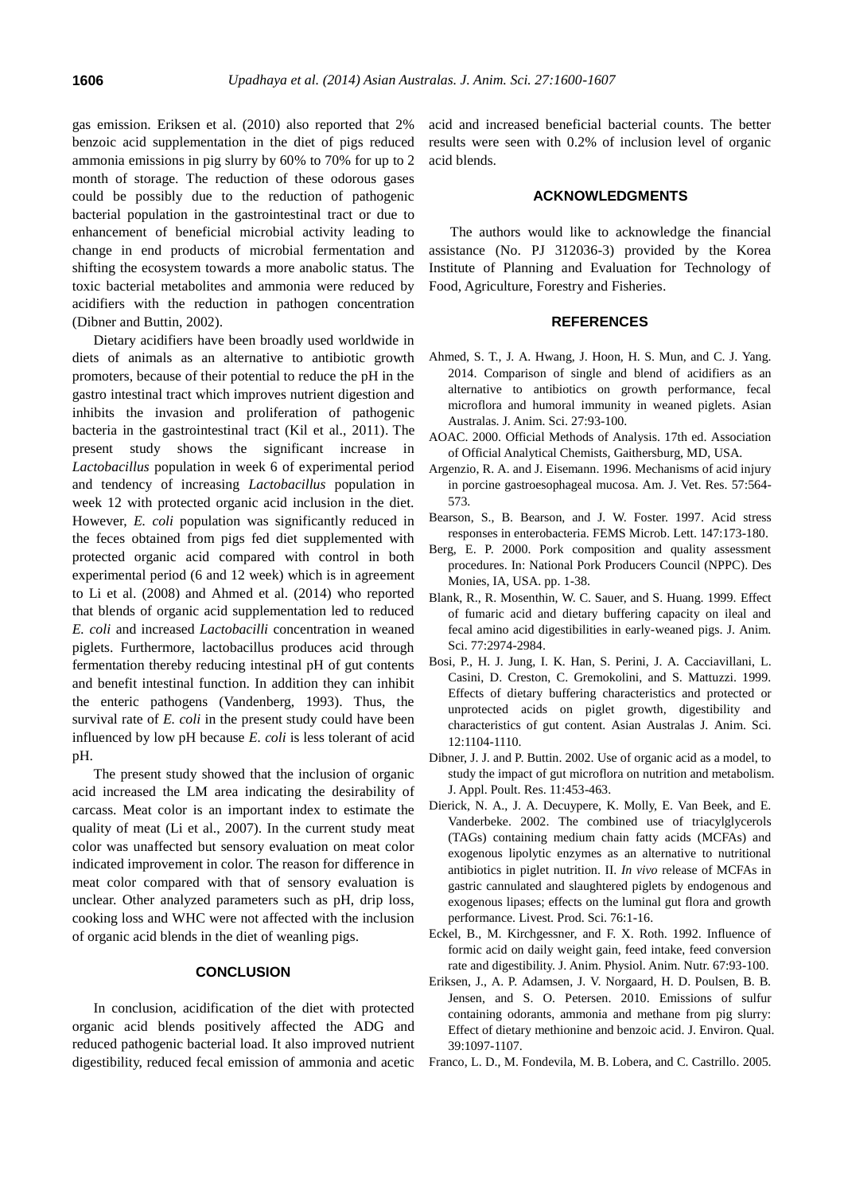gas emission. Eriksen et al. (2010) also reported that 2% benzoic acid supplementation in the diet of pigs reduced ammonia emissions in pig slurry by 60% to 70% for up to 2 month of storage. The reduction of these odorous gases could be possibly due to the reduction of pathogenic bacterial population in the gastrointestinal tract or due to enhancement of beneficial microbial activity leading to change in end products of microbial fermentation and shifting the ecosystem towards a more anabolic status. The toxic bacterial metabolites and ammonia were reduced by acidifiers with the reduction in pathogen concentration (Dibner and Buttin, 2002).

Dietary acidifiers have been broadly used worldwide in diets of animals as an alternative to antibiotic growth promoters, because of their potential to reduce the pH in the gastro intestinal tract which improves nutrient digestion and inhibits the invasion and proliferation of pathogenic bacteria in the gastrointestinal tract (Kil et al., 2011). The present study shows the significant increase in *Lactobacillus* population in week 6 of experimental period and tendency of increasing *Lactobacillus* population in week 12 with protected organic acid inclusion in the diet. However, *E. coli* population was significantly reduced in the feces obtained from pigs fed diet supplemented with protected organic acid compared with control in both experimental period (6 and 12 week) which is in agreement to Li et al. (2008) and Ahmed et al. (2014) who reported that blends of organic acid supplementation led to reduced *E. coli* and increased *Lactobacilli* concentration in weaned piglets. Furthermore, lactobacillus produces acid through fermentation thereby reducing intestinal pH of gut contents and benefit intestinal function. In addition they can inhibit the enteric pathogens (Vandenberg, 1993). Thus, the survival rate of *E. coli* in the present study could have been influenced by low pH because *E. coli* is less tolerant of acid pH.

The present study showed that the inclusion of organic acid increased the LM area indicating the desirability of carcass. Meat color is an important index to estimate the quality of meat (Li et al., 2007). In the current study meat color was unaffected but sensory evaluation on meat color indicated improvement in color. The reason for difference in meat color compared with that of sensory evaluation is unclear. Other analyzed parameters such as pH, drip loss, cooking loss and WHC were not affected with the inclusion of organic acid blends in the diet of weanling pigs.

## CONCLUSION

In conclusion, acidification of the diet with protected organic acid blends positively affected the ADG and reduced pathogenic bacterial load. It also improved nutrient digestibility, reduced fecal emission of ammonia and acetic acid and increased beneficial bacterial counts. The better results were seen with 0.2% of inclusion level of organic acid blends.

## ACKNOWLEDGMENTS

The authors would like to acknowledge the financial assistance (No. PJ 312036-3) provided by the Korea Institute of Planning and Evaluation for Technology of Food, Agriculture, Forestry and Fisheries.

## REFERENCES

Ahmed, S. T., J. A. Hwang, J. Hoon, H. S. Mun, and C. J. Yang. 2014. Comparison of single and blend of acidifiers as an alternative to antibiotics on growth performance, fecal microflora and humoral immunity in weaned piglets. Asian Australas. J. Anim. Sci. 27:93-100.

AOAC. 2000. Official Methods of Analysis. 17th ed. Association of Official Analytical Chemists, Gaithersburg, MD, USA.

Argenzio, R. A. and J. Eisemann. 1996. Mechanisms of acid injury in porcine gastroesophageal mucosa. Am. J. Vet. Res. 57:564-573.

Bearson, S., B. Bearson, and J. W. Foster. 1997. Acid stress responses in enterobacteria. FEMS Microb. Lett. 147:173-180.

Berg, E. P. 2000. Pork composition and quality assessment procedures. In: National Pork Producers Council (NPPC). Des Monies, IA, USA. pp. 1-38.

Blank, R., R. Mosenthin, W. C. Sauer, and S. Huang. 1999. Effect of fumaric acid and dietary buffering capacity on ileal and fecal amino acid digestibilities in early-weaned pigs. J. Anim. Sci. 77:2974-2984.

Bosi, P., H. J. Jung, I. K. Han, S. Perini, J. A. Cacciavillani, L. Casini, D. Creston, C. Gremokolini, and S. Mattuzzi. 1999. Effects of dietary buffering characteristics and protected or unprotected acids on piglet growth, digestibility and characteristics of gut content. Asian Australas J. Anim. Sci. 12:1104-1110.

Dibner, J. J. and P. Buttin. 2002. Use of organic acid as a model, to study the impact of gut microflora on nutrition and metabolism. J. Appl. Poult. Res. 11:453-463.

Dierick, N. A., J. A. Decuypere, K. Molly, E. Van Beek, and E. Vanderbeke. 2002. The combined use of triacylglycerols (TAGs) containing medium chain fatty acids (MCFAs) and exogenous lipolytic enzymes as an alternative to nutritional antibiotics in piglet nutrition. II. *In vivo* release of MCFAs in gastric cannulated and slaughtered piglets by endogenous and exogenous lipases; effects on the luminal gut flora and growth performance. Livest. Prod. Sci. 76:1-16.

Eckel, B., M. Kirchgessner, and F. X. Roth. 1992. Influence of formic acid on daily weight gain, feed intake, feed conversion rate and digestibility. J. Anim. Physiol. Anim. Nutr. 67:93-100.

Eriksen, J., A. P. Adamsen, J. V. Norgaard, H. D. Poulsen, B. B. Jensen, and S. O. Petersen. 2010. Emissions of sulfur containing odorants, ammonia and methane from pig slurry: Effect of dietary methionine and benzoic acid. J. Environ. Qual. 39:1097-1107.

Franco, L. D., M. Fondevila, M. B. Lobera, and C. Castrillo. 2005.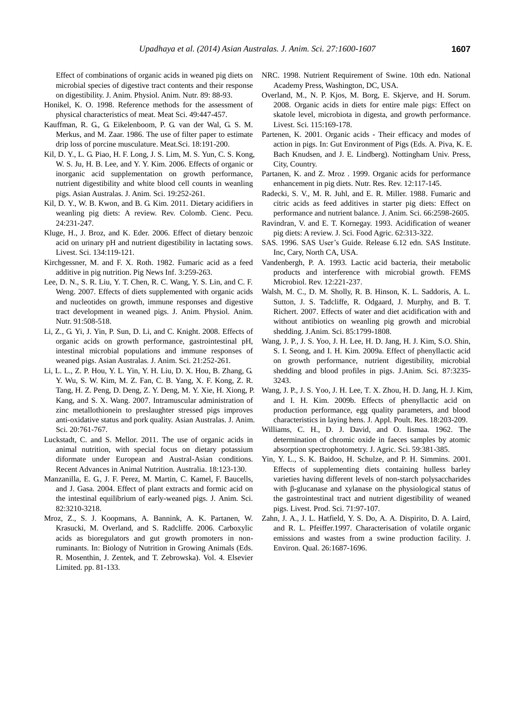Effect of combinations of organic acids in weaned pig diets on microbial species of digestive tract contents and their response on digestibility. J. Anim. Physiol. Anim. Nutr. 89: 88-93.

Honikel, K. O. 1998. Reference methods for the assessment of physical characteristics of meat. Meat Sci. 49:447-457.

Kauffman, R. G., G. Eikelenboom, P. G. van der Wal, G. S. M. Merkus, and M. Zaar. 1986. The use of filter paper to estimate drip loss of porcine musculature. Meat.Sci. 18:191-200.

Kil, D. Y., L. G. Piao, H. F. Long, J. S. Lim, M. S. Yun, C. S. Kong, W. S. Ju, H. B. Lee, and Y. Y. Kim. 2006. Effects of organic or inorganic acid supplementation on growth performance, nutrient digestibility and white blood cell counts in weanling pigs. Asian Australas. J. Anim. Sci. 19:252-261.

Kil, D. Y., W. B. Kwon, and B. G. Kim. 2011. Dietary acidifiers in weanling pig diets: A review. Rev. Colomb. Cienc. Pecu. 24:231-247.

Kluge, H., J. Broz, and K. Eder. 2006. Effect of dietary benzoic acid on urinary pH and nutrient digestibility in lactating sows. Livest. Sci. 134:119-121.

Kirchgessner, M. and F. X. Roth. 1982. Fumaric acid as a feed additive in pig nutrition. Pig News Inf. 3:259-263.

Lee, D. N., S. R. Liu, Y. T. Chen, R. C. Wang, Y. S. Lin, and C. F. Weng. 2007. Effects of diets supplemented with organic acids and nucleotides on growth, immune responses and digestive tract development in weaned pigs. J. Anim. Physiol. Anim. Nutr. 91:508-518.

Li, Z., G. Yi, J. Yin, P. Sun, D. Li, and C. Knight. 2008. Effects of organic acids on growth performance, gastrointestinal pH, intestinal microbial populations and immune responses of weaned pigs. Asian Australas. J. Anim. Sci. 21:252-261.

Li, L. L., Z. P. Hou, Y. L. Yin, Y. H. Liu, D. X. Hou, B. Zhang, G. Y. Wu, S. W. Kim, M. Z. Fan, C. B. Yang, X. F. Kong, Z. R. Tang, H. Z. Peng, D. Deng, Z. Y. Deng, M. Y. Xie, H. Xiong, P. Kang, and S. X. Wang. 2007. Intramuscular administration of zinc metallothionein to preslaughter stressed pigs improves anti-oxidative status and pork quality. Asian Australas. J. Anim. Sci. 20:761-767.

Luckstadt, C. and S. Mellor. 2011. The use of organic acids in animal nutrition, with special focus on dietary potassium diformate under European and Austral-Asian conditions. Recent Advances in Animal Nutrition. Australia. 18:123-130.

Manzanilla, E. G., J. F. Perez, M. Martin, C. Kamel, F. Baucells, and J. Gasa. 2004. Effect of plant extracts and formic acid on the intestinal equilibrium of early-weaned pigs. J. Anim. Sci. 82:3210-3218.

Mroz, Z., S. J. Koopmans, A. Bannink, A. K. Partanen, W. Krasucki, M. Overland, and S. Radcliffe. 2006. Carboxylic acids as bioregulators and gut growth promoters in non-ruminants. In: Biology of Nutrition in Growing Animals (Eds. R. Mosenthin, J. Zentek, and T. Zebrowska). Vol. 4. Elsevier Limited. pp. 81-133.

NRC. 1998. Nutrient Requirement of Swine. 10th edn. National Academy Press, Washington, DC, USA.

Overland, M., N. P. Kjos, M. Borg, E. Skjerve, and H. Sorum. 2008. Organic acids in diets for entire male pigs: Effect on skatole level, microbiota in digesta, and growth performance. Livest. Sci. 115:169-178.

Partenen, K. 2001. Organic acids - Their efficacy and modes of action in pigs. In: Gut Environment of Pigs (Eds. A. Piva, K. E. Bach Knudsen, and J. E. Lindberg). Nottingham Univ. Press, City, Country.

Partanen, K. and Z. Mroz . 1999. Organic acids for performance enhancement in pig diets. Nutr. Res. Rev. 12:117-145.

Radecki, S. V., M. R. Juhl, and E. R. Miller. 1988. Fumaric and citric acids as feed additives in starter pig diets: Effect on performance and nutrient balance. J. Anim. Sci. 66:2598-2605.

Ravindran, V. and E. T. Kornegay. 1993. Acidification of weaner pig diets: A review. J. Sci. Food Agric. 62:313-322.

SAS. 1996. SAS User's Guide. Release 6.12 edn. SAS Institute. Inc, Cary, North CA, USA.

Vandenbergh, P. A. 1993. Lactic acid bacteria, their metabolic products and interference with microbial growth. FEMS Microbiol. Rev. 12:221-237.

Walsh, M. C., D. M. Sholly, R. B. Hinson, K. L. Saddoris, A. L. Sutton, J. S. Tadcliffe, R. Odgaard, J. Murphy, and B. T. Richert. 2007. Effects of water and diet acidification with and without antibiotics on weanling pig growth and microbial shedding. J.Anim. Sci. 85:1799-1808.

Wang, J. P., J. S. Yoo, J. H. Lee, H. D. Jang, H. J. Kim, S.O. Shin, S. I. Seong, and I. H. Kim. 2009a. Effect of phenyllactic acid on growth performance, nutrient digestibility, microbial shedding and blood profiles in pigs. J.Anim. Sci. 87:3235-3243.

Wang, J. P., J. S. Yoo, J. H. Lee, T. X. Zhou, H. D. Jang, H. J. Kim, and I. H. Kim. 2009b. Effects of phenyllactic acid on production performance, egg quality parameters, and blood characteristics in laying hens. J. Appl. Poult. Res. 18:203-209.

Williams, C. H., D. J. David, and O. Iismaa. 1962. The determination of chromic oxide in faeces samples by atomic absorption spectrophotometry. J. Agric. Sci. 59:381-385.

Yin, Y. L., S. K. Baidoo, H. Schulze, and P. H. Simmins. 2001. Effects of supplementing diets containing hulless barley varieties having different levels of non-starch polysaccharides with β-glucanase and xylanase on the physiological status of the gastrointestinal tract and nutrient digestibility of weaned pigs. Livest. Prod. Sci. 71:97-107.

Zahn, J. A., J. L. Hatfield, Y. S. Do, A. A. Dispirito, D. A. Laird, and R. L. Pfeiffer.1997. Characterisation of volatile organic emissions and wastes from a swine production facility. J. Environ. Qual. 26:1687-1696.